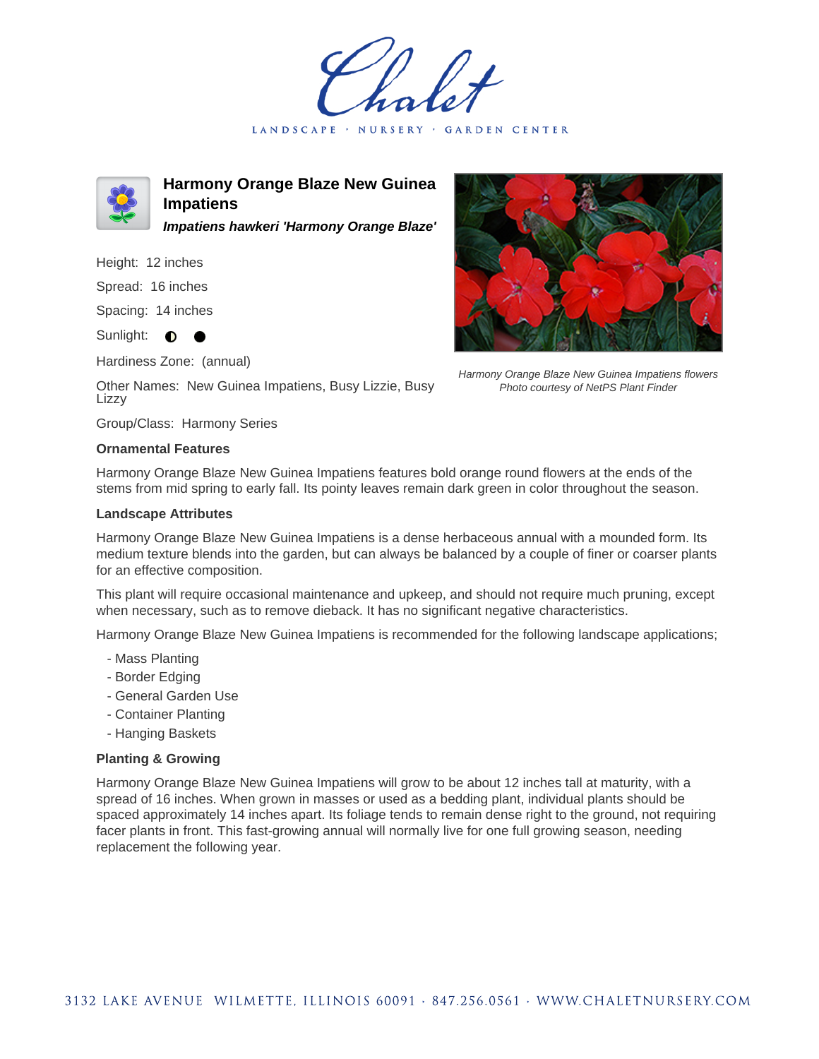# Harmony Orange Blaze New Guinea Impatiens

***Impatiens hawkeri 'Harmony Orange Blaze'***

Height: 12 inches

Spread: 16 inches

Spacing: 14 inches

Sunlight: ◐ ●

Hardiness Zone: (annual)

Other Names: New Guinea Impatiens, Busy Lizzie, Busy Lizzy

Group/Class: Harmony Series

*Harmony Orange Blaze New Guinea Impatiens flowers*
*Photo courtesy of NetPS Plant Finder*

### Ornamental Features

Harmony Orange Blaze New Guinea Impatiens features bold orange round flowers at the ends of the stems from mid spring to early fall. Its pointy leaves remain dark green in color throughout the season.

### Landscape Attributes

Harmony Orange Blaze New Guinea Impatiens is a dense herbaceous annual with a mounded form. Its medium texture blends into the garden, but can always be balanced by a couple of finer or coarser plants for an effective composition.

This plant will require occasional maintenance and upkeep, and should not require much pruning, except when necessary, such as to remove dieback. It has no significant negative characteristics.

Harmony Orange Blaze New Guinea Impatiens is recommended for the following landscape applications;

- Mass Planting
- Border Edging
- General Garden Use
- Container Planting
- Hanging Baskets

### Planting & Growing

Harmony Orange Blaze New Guinea Impatiens will grow to be about 12 inches tall at maturity, with a spread of 16 inches. When grown in masses or used as a bedding plant, individual plants should be spaced approximately 14 inches apart. Its foliage tends to remain dense right to the ground, not requiring facer plants in front. This fast-growing annual will normally live for one full growing season, needing replacement the following year.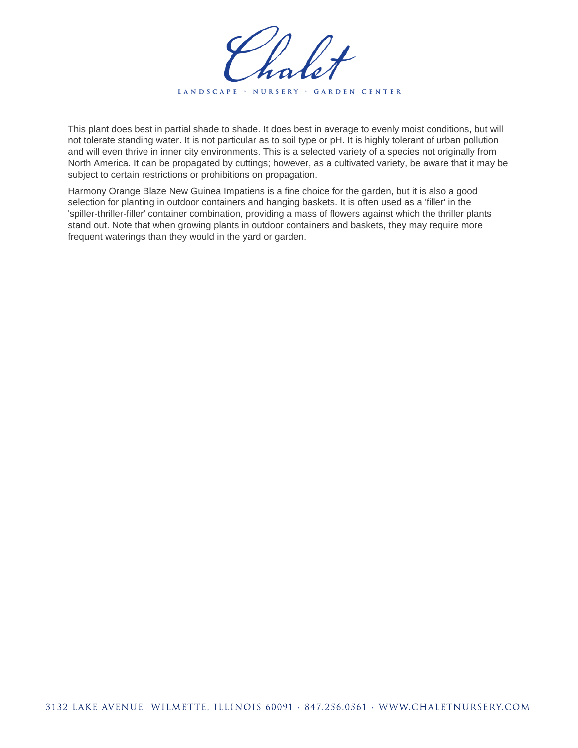This plant does best in partial shade to shade. It does best in average to evenly moist conditions, but will not tolerate standing water. It is not particular as to soil type or pH. It is highly tolerant of urban pollution and will even thrive in inner city environments. This is a selected variety of a species not originally from North America. It can be propagated by cuttings; however, as a cultivated variety, be aware that it may be subject to certain restrictions or prohibitions on propagation.

Harmony Orange Blaze New Guinea Impatiens is a fine choice for the garden, but it is also a good selection for planting in outdoor containers and hanging baskets. It is often used as a 'filler' in the 'spiller-thriller-filler' container combination, providing a mass of flowers against which the thriller plants stand out. Note that when growing plants in outdoor containers and baskets, they may require more frequent waterings than they would in the yard or garden.